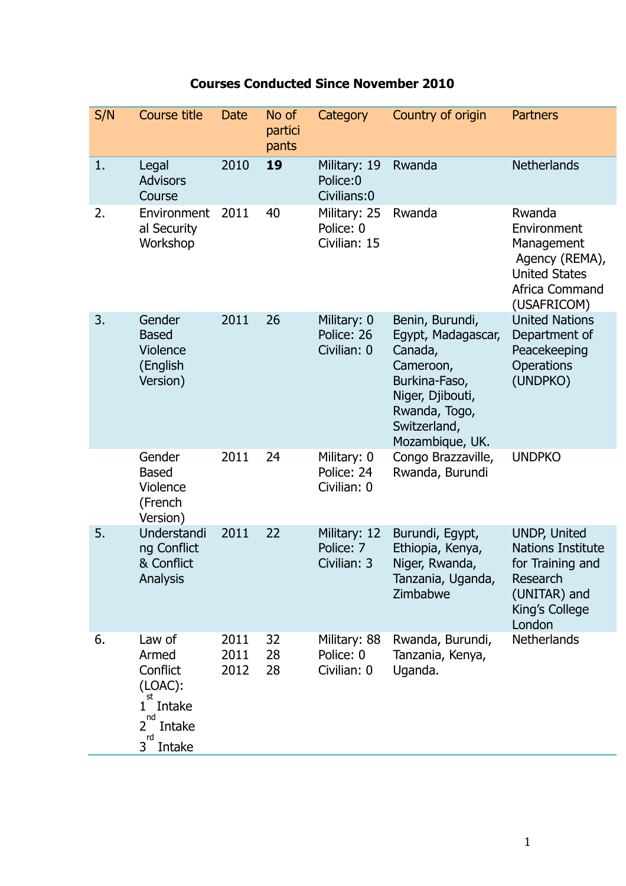**Courses Conducted Since November 2010**

| S/N | Course title | Date | No of participants | Category | Country of origin | Partners |
|---|---|---|---|---|---|---|
| 1. | Legal Advisors Course | 2010 | **19** | Military: 19<br>Police:0<br>Civilians:0 | Rwanda | Netherlands |
| 2. | Environmental Security Workshop | 2011 | 40 | Military: 25<br>Police: 0<br>Civilian: 15 | Rwanda | Rwanda Environment Management Agency (REMA), United States Africa Command (USAFRICOM) |
| 3. | Gender Based Violence (English Version) | 2011 | 26 | Military: 0<br>Police: 26<br>Civilian: 0 | Benin, Burundi, Egypt, Madagascar, Canada, Cameroon, Burkina-Faso, Niger, Djibouti, Rwanda, Togo, Switzerland, Mozambique, UK. | United Nations Department of Peacekeeping Operations (UNDPKO) |
| | Gender Based Violence (French Version) | 2011 | 24 | Military: 0<br>Police: 24<br>Civilian: 0 | Congo Brazzaville, Rwanda, Burundi | UNDPKO |
| 5. | Understanding Conflict & Conflict Analysis | 2011 | 22 | Military: 12<br>Police: 7<br>Civilian: 3 | Burundi, Egypt, Ethiopia, Kenya, Niger, Rwanda, Tanzania, Uganda, Zimbabwe | UNDP, United Nations Institute for Training and Research (UNITAR) and King's College London |
| 6. | Law of Armed Conflict (LOAC):<br>1st Intake<br>2nd Intake<br>3rd Intake | 2011<br>2011<br>2012 | 32<br>28<br>28 | Military: 88<br>Police: 0<br>Civilian: 0 | Rwanda, Burundi, Tanzania, Kenya, Uganda. | Netherlands |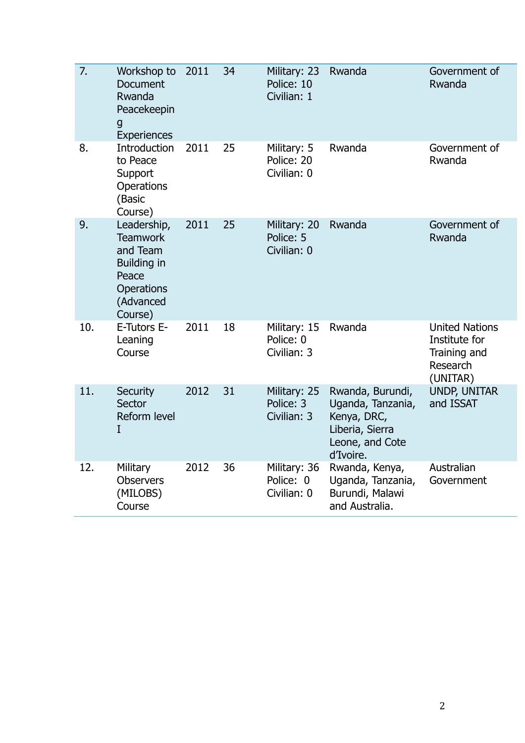| 7. | Workshop to Document Rwanda Peacekeeping Experiences | 2011 | 34 | Military: 23 Police: 10 Civilian: 1 | Rwanda | Government of Rwanda |
|---|---|---|---|---|---|---|
| 8. | Introduction to Peace Support Operations (Basic Course) | 2011 | 25 | Military: 5 Police: 20 Civilian: 0 | Rwanda | Government of Rwanda |
| 9. | Leadership, Teamwork and Team Building in Peace Operations (Advanced Course) | 2011 | 25 | Military: 20 Police: 5 Civilian: 0 | Rwanda | Government of Rwanda |
| 10. | E-Tutors E-Leaning Course | 2011 | 18 | Military: 15 Police: 0 Civilian: 3 | Rwanda | United Nations Institute for Training and Research (UNITAR) |
| 11. | Security Sector Reform level I | 2012 | 31 | Military: 25 Police: 3 Civilian: 3 | Rwanda, Burundi, Uganda, Tanzania, Kenya, DRC, Liberia, Sierra Leone, and Cote d'Ivoire. | UNDP, UNITAR and ISSAT |
| 12. | Military Observers (MILOBS) Course | 2012 | 36 | Military: 36 Police: 0 Civilian: 0 | Rwanda, Kenya, Uganda, Tanzania, Burundi, Malawi and Australia. | Australian Government |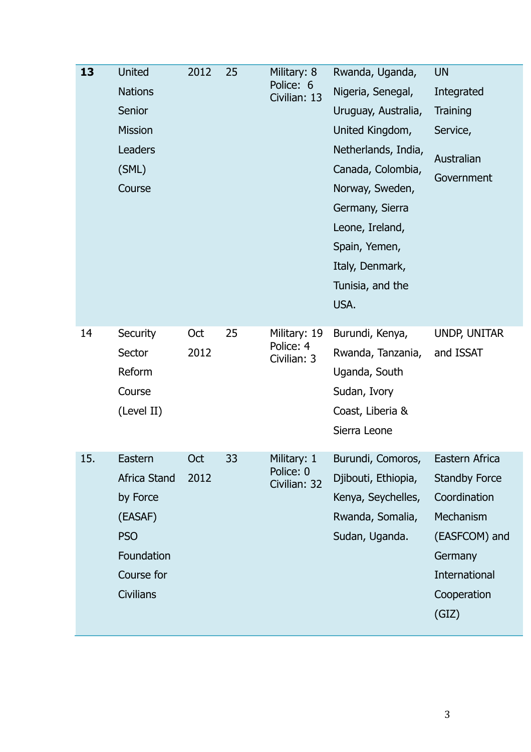| | | | | | | |
|---|---|---|---|---|---|---|
| **13** | United Nations Senior Mission Leaders (SML) Course | 2012 | 25 | Military: 8<br>Police: 6<br>Civilian: 13 | Rwanda, Uganda, Nigeria, Senegal, Uruguay, Australia, United Kingdom, Netherlands, India, Canada, Colombia, Norway, Sweden, Germany, Sierra Leone, Ireland, Spain, Yemen, Italy, Denmark, Tunisia, and the USA. | UN Integrated Training Service,<br><br>Australian Government |
| 14 | Security Sector Reform Course (Level II) | Oct 2012 | 25 | Military: 19<br>Police: 4<br>Civilian: 3 | Burundi, Kenya, Rwanda, Tanzania, Uganda, South Sudan, Ivory Coast, Liberia & Sierra Leone | UNDP, UNITAR and ISSAT |
| 15. | Eastern Africa Stand by Force (EASAF) PSO Foundation Course for Civilians | Oct 2012 | 33 | Military: 1<br>Police: 0<br>Civilian: 32 | Burundi, Comoros, Djibouti, Ethiopia, Kenya, Seychelles, Rwanda, Somalia, Sudan, Uganda. | Eastern Africa Standby Force Coordination Mechanism (EASFCOM) and Germany International Cooperation (GIZ) |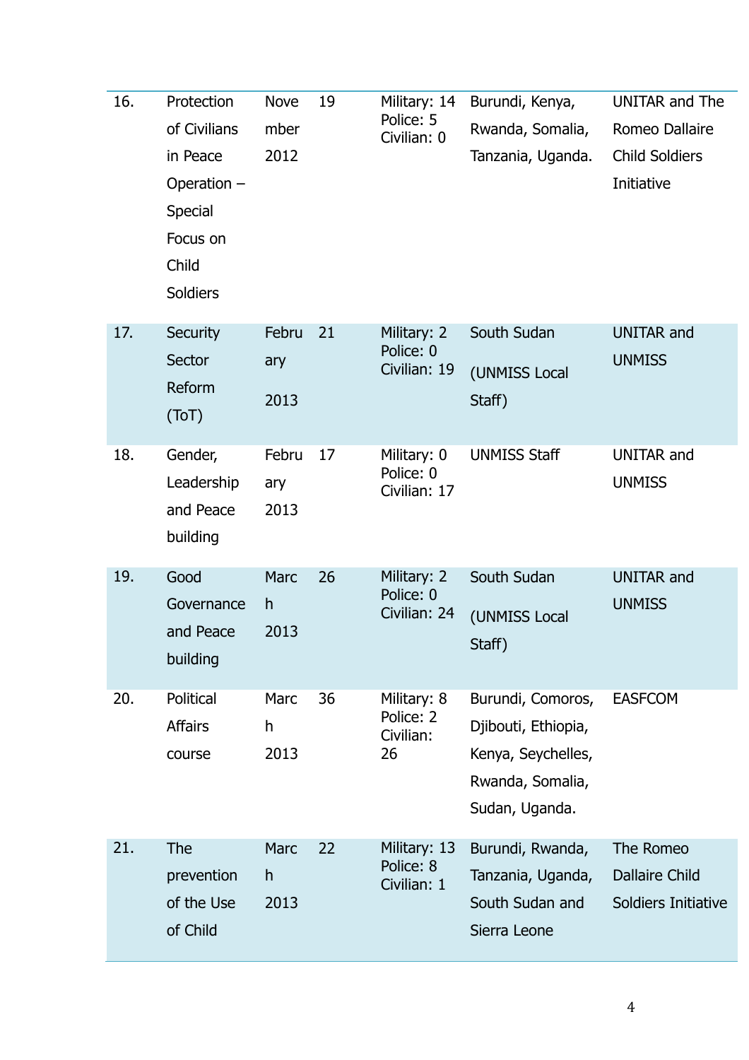| 16. | Protection of Civilians in Peace Operation – Special Focus on Child Soldiers | November 2012 | 19 | Military: 14 Police: 5 Civilian: 0 | Burundi, Kenya, Rwanda, Somalia, Tanzania, Uganda. | UNITAR and The Romeo Dallaire Child Soldiers Initiative |
|---|---|---|---|---|---|---|
| 17. | Security Sector Reform (ToT) | February 2013 | 21 | Military: 2 Police: 0 Civilian: 19 | South Sudan (UNMISS Local Staff) | UNITAR and UNMISS |
| 18. | Gender, Leadership and Peace building | February 2013 | 17 | Military: 0 Police: 0 Civilian: 17 | UNMISS Staff | UNITAR and UNMISS |
| 19. | Good Governance and Peace building | March 2013 | 26 | Military: 2 Police: 0 Civilian: 24 | South Sudan (UNMISS Local Staff) | UNITAR and UNMISS |
| 20. | Political Affairs course | March 2013 | 36 | Military: 8 Police: 2 Civilian: 26 | Burundi, Comoros, Djibouti, Ethiopia, Kenya, Seychelles, Rwanda, Somalia, Sudan, Uganda. | EASFCOM |
| 21. | The prevention of the Use of Child | March 2013 | 22 | Military: 13 Police: 8 Civilian: 1 | Burundi, Rwanda, Tanzania, Uganda, South Sudan and Sierra Leone | The Romeo Dallaire Child Soldiers Initiative |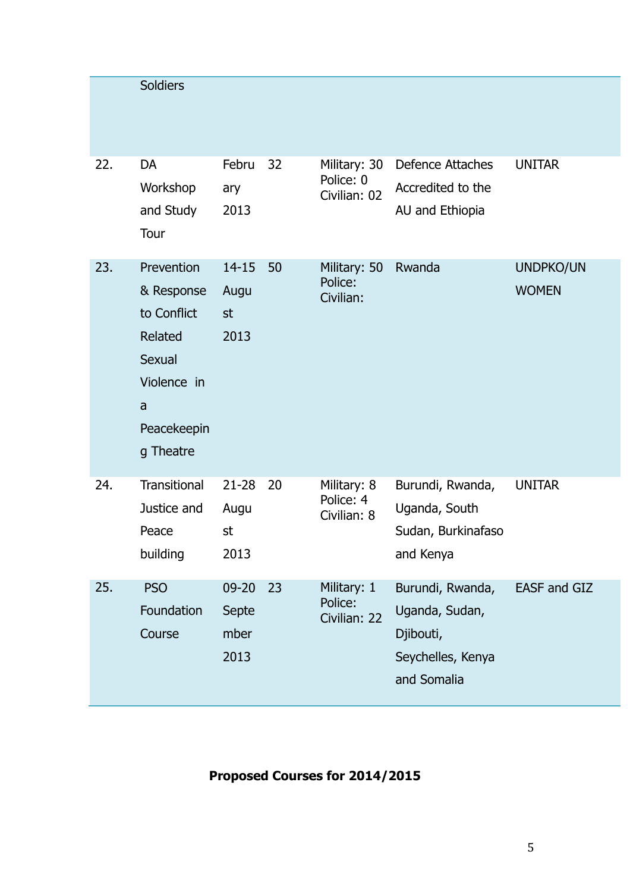| | | | | | | |
|---|---|---|---|---|---|---|
| | Soldiers | | | | | |
| 22. | DA Workshop and Study Tour | February 2013 | 32 | Military: 30<br>Police: 0<br>Civilian: 02 | Defence Attaches Accredited to the AU and Ethiopia | UNITAR |
| 23. | Prevention & Response to Conflict Related Sexual Violence in a Peacekeeping Theatre | 14-15 August 2013 | 50 | Military: 50<br>Police:<br>Civilian: | Rwanda | UNDPKO/UN WOMEN |
| 24. | Transitional Justice and Peace building | 21-28 August 2013 | 20 | Military: 8<br>Police: 4<br>Civilian: 8 | Burundi, Rwanda, Uganda, South Sudan, Burkinafaso and Kenya | UNITAR |
| 25. | PSO Foundation Course | 09-20 September 2013 | 23 | Military: 1<br>Police:<br>Civilian: 22 | Burundi, Rwanda, Uganda, Sudan, Djibouti, Seychelles, Kenya and Somalia | EASF and GIZ |

**Proposed Courses for 2014/2015**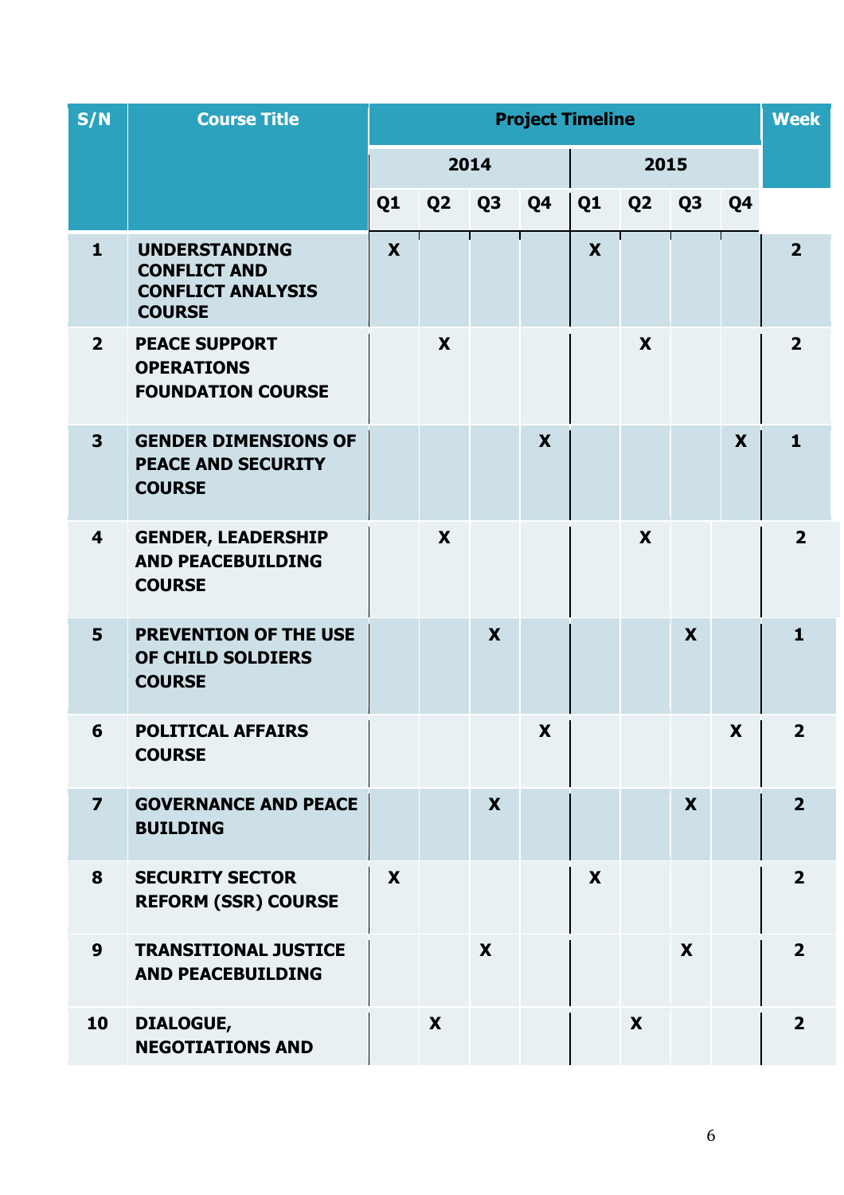| S/N | Course Title | Project Timeline | | | | | | | | Week |
|---|---|---|---|---|---|---|---|---|---|---|
| | | 2014 | | | | 2015 | | | | |
| | | Q1 | Q2 | Q3 | Q4 | Q1 | Q2 | Q3 | Q4 | |
| **1** | **UNDERSTANDING CONFLICT AND CONFLICT ANALYSIS COURSE** | **X** | | | | **X** | | | | **2** |
| **2** | **PEACE SUPPORT OPERATIONS FOUNDATION COURSE** | | **X** | | | | **X** | | | **2** |
| **3** | **GENDER DIMENSIONS OF PEACE AND SECURITY COURSE** | | | | **X** | | | | **X** | **1** |
| **4** | **GENDER, LEADERSHIP AND PEACEBUILDING COURSE** | | **X** | | | | **X** | | | **2** |
| **5** | **PREVENTION OF THE USE OF CHILD SOLDIERS COURSE** | | | **X** | | | | **X** | | **1** |
| **6** | **POLITICAL AFFAIRS COURSE** | | | | **X** | | | | **X** | **2** |
| **7** | **GOVERNANCE AND PEACE BUILDING** | | | **X** | | | | **X** | | **2** |
| **8** | **SECURITY SECTOR REFORM (SSR) COURSE** | **X** | | | | **X** | | | | **2** |
| **9** | **TRANSITIONAL JUSTICE AND PEACEBUILDING** | | | **X** | | | | **X** | | **2** |
| **10** | **DIALOGUE, NEGOTIATIONS AND** | | **X** | | | | **X** | | | **2** |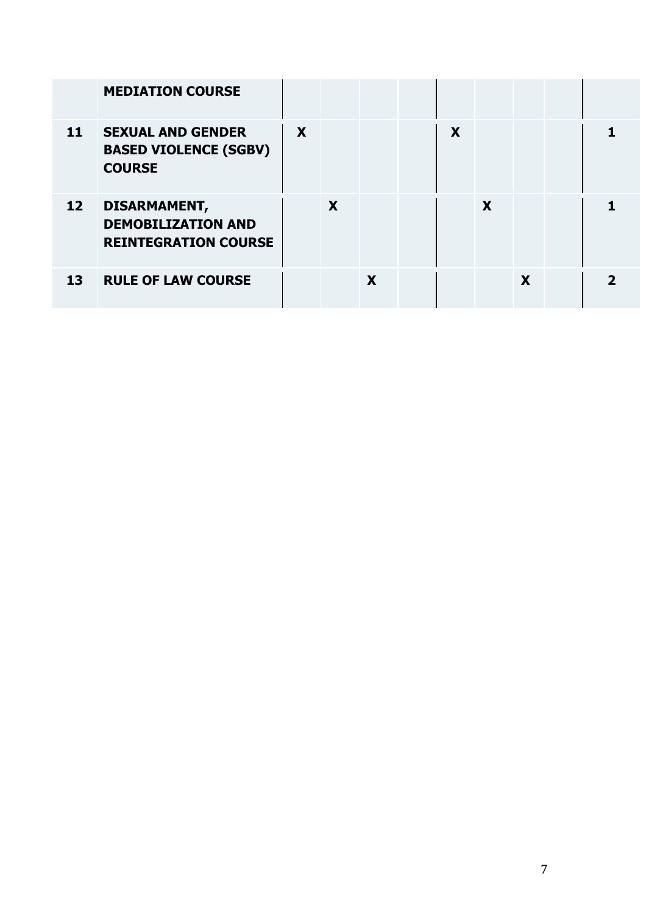| | | | | | | | | | | |
|---|---|---|---|---|---|---|---|---|---|---|
| | **MEDIATION COURSE** | | | | | | | | | |
| **11** | **SEXUAL AND GENDER BASED VIOLENCE (SGBV) COURSE** | **X** | | | | **X** | | | | **1** |
| **12** | **DISARMAMENT, DEMOBILIZATION AND REINTEGRATION COURSE** | | **X** | | | | **X** | | | **1** |
| **13** | **RULE OF LAW COURSE** | | | **X** | | | | **X** | | **2** |